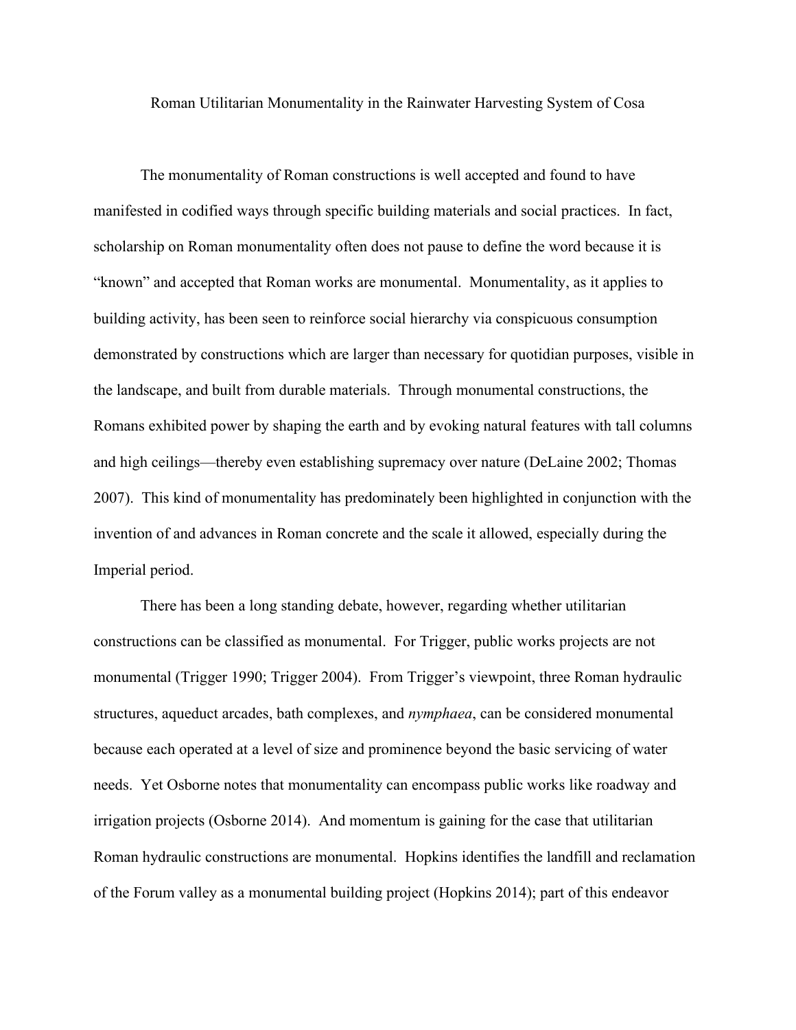# Roman Utilitarian Monumentality in the Rainwater Harvesting System of Cosa

The monumentality of Roman constructions is well accepted and found to have manifested in codified ways through specific building materials and social practices. In fact, scholarship on Roman monumentality often does not pause to define the word because it is "known" and accepted that Roman works are monumental. Monumentality, as it applies to building activity, has been seen to reinforce social hierarchy via conspicuous consumption demonstrated by constructions which are larger than necessary for quotidian purposes, visible in the landscape, and built from durable materials. Through monumental constructions, the Romans exhibited power by shaping the earth and by evoking natural features with tall columns and high ceilings—thereby even establishing supremacy over nature (DeLaine 2002; Thomas 2007). This kind of monumentality has predominately been highlighted in conjunction with the invention of and advances in Roman concrete and the scale it allowed, especially during the Imperial period.

There has been a long standing debate, however, regarding whether utilitarian constructions can be classified as monumental. For Trigger, public works projects are not monumental (Trigger 1990; Trigger 2004). From Trigger's viewpoint, three Roman hydraulic structures, aqueduct arcades, bath complexes, and *nymphaea*, can be considered monumental because each operated at a level of size and prominence beyond the basic servicing of water needs. Yet Osborne notes that monumentality can encompass public works like roadway and irrigation projects (Osborne 2014). And momentum is gaining for the case that utilitarian Roman hydraulic constructions are monumental. Hopkins identifies the landfill and reclamation of the Forum valley as a monumental building project (Hopkins 2014); part of this endeavor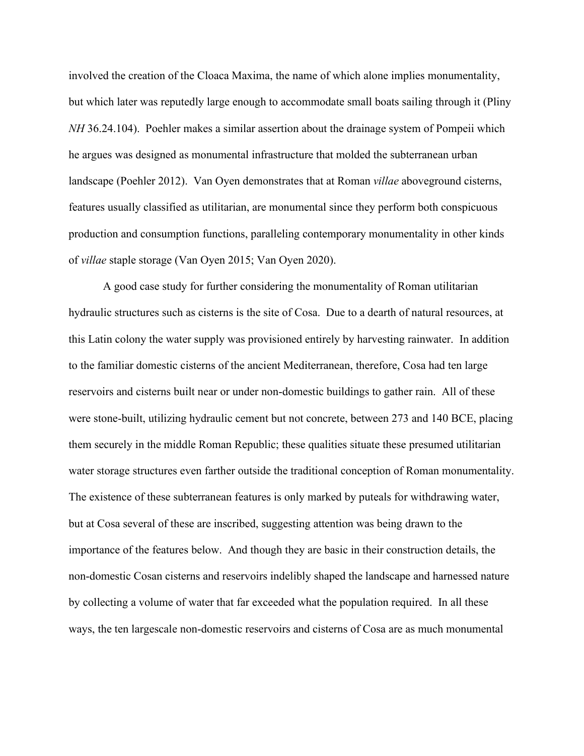involved the creation of the Cloaca Maxima, the name of which alone implies monumentality, but which later was reputedly large enough to accommodate small boats sailing through it (Pliny *NH* 36.24.104). Poehler makes a similar assertion about the drainage system of Pompeii which he argues was designed as monumental infrastructure that molded the subterranean urban landscape (Poehler 2012). Van Oyen demonstrates that at Roman *villae* aboveground cisterns, features usually classified as utilitarian, are monumental since they perform both conspicuous production and consumption functions, paralleling contemporary monumentality in other kinds of *villae* staple storage (Van Oyen 2015; Van Oyen 2020).

A good case study for further considering the monumentality of Roman utilitarian hydraulic structures such as cisterns is the site of Cosa. Due to a dearth of natural resources, at this Latin colony the water supply was provisioned entirely by harvesting rainwater. In addition to the familiar domestic cisterns of the ancient Mediterranean, therefore, Cosa had ten large reservoirs and cisterns built near or under non-domestic buildings to gather rain. All of these were stone-built, utilizing hydraulic cement but not concrete, between 273 and 140 BCE, placing them securely in the middle Roman Republic; these qualities situate these presumed utilitarian water storage structures even farther outside the traditional conception of Roman monumentality. The existence of these subterranean features is only marked by puteals for withdrawing water, but at Cosa several of these are inscribed, suggesting attention was being drawn to the importance of the features below. And though they are basic in their construction details, the non-domestic Cosan cisterns and reservoirs indelibly shaped the landscape and harnessed nature by collecting a volume of water that far exceeded what the population required. In all these ways, the ten largescale non-domestic reservoirs and cisterns of Cosa are as much monumental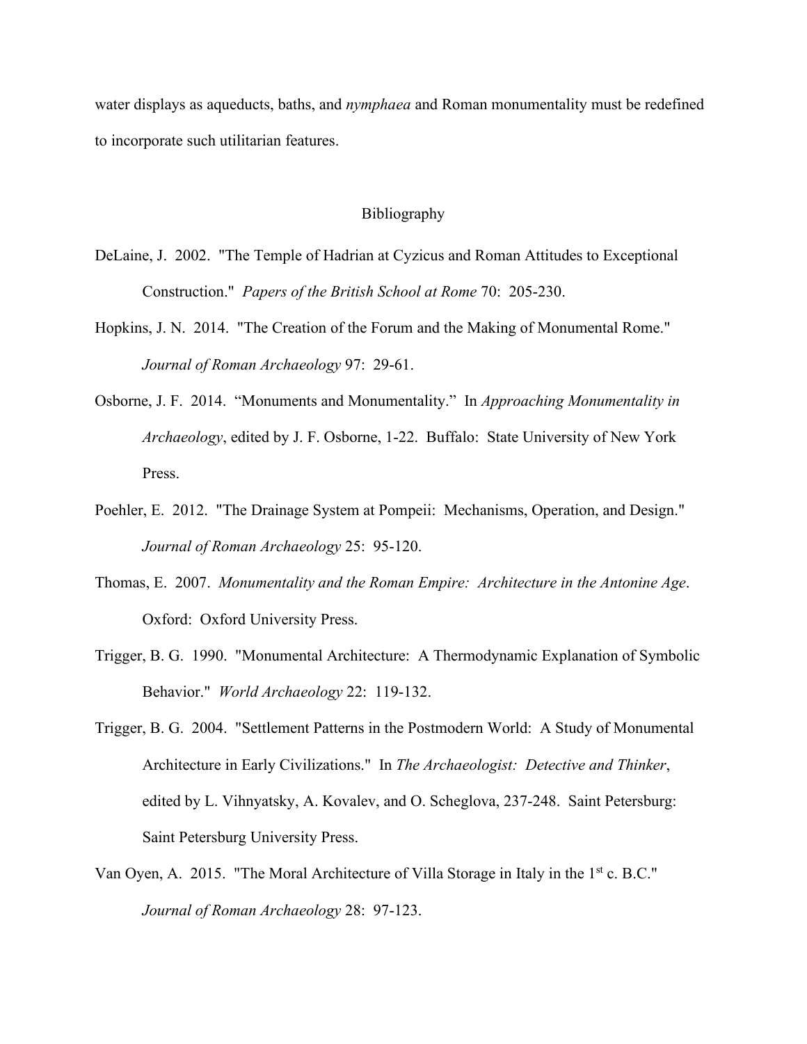water displays as aqueducts, baths, and *nymphaea* and Roman monumentality must be redefined to incorporate such utilitarian features.

## Bibliography

DeLaine, J. 2002. "The Temple of Hadrian at Cyzicus and Roman Attitudes to Exceptional Construction." *Papers of the British School at Rome* 70: 205-230.

Hopkins, J. N. 2014. "The Creation of the Forum and the Making of Monumental Rome." *Journal of Roman Archaeology* 97: 29-61.

Osborne, J. F. 2014. "Monuments and Monumentality." In *Approaching Monumentality in Archaeology*, edited by J. F. Osborne, 1-22. Buffalo: State University of New York Press.

Poehler, E. 2012. "The Drainage System at Pompeii: Mechanisms, Operation, and Design." *Journal of Roman Archaeology* 25: 95-120.

Thomas, E. 2007. *Monumentality and the Roman Empire: Architecture in the Antonine Age*. Oxford: Oxford University Press.

Trigger, B. G. 1990. "Monumental Architecture: A Thermodynamic Explanation of Symbolic Behavior." *World Archaeology* 22: 119-132.

Trigger, B. G. 2004. "Settlement Patterns in the Postmodern World: A Study of Monumental Architecture in Early Civilizations." In *The Archaeologist: Detective and Thinker*, edited by L. Vihnyatsky, A. Kovalev, and O. Scheglova, 237-248. Saint Petersburg: Saint Petersburg University Press.

Van Oyen, A. 2015. "The Moral Architecture of Villa Storage in Italy in the 1st c. B.C." *Journal of Roman Archaeology* 28: 97-123.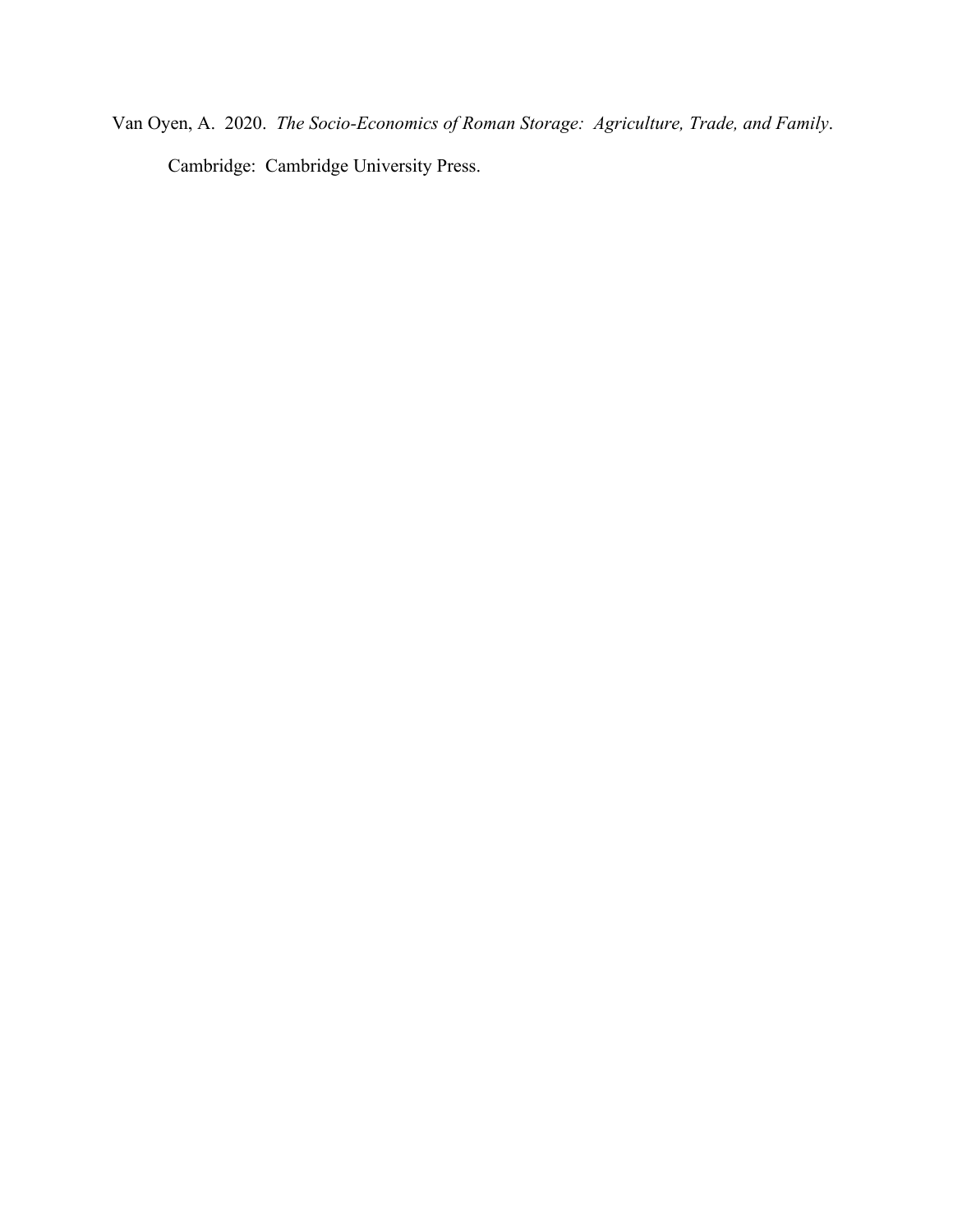Van Oyen, A.  2020.  *The Socio-Economics of Roman Storage:  Agriculture, Trade, and Family*. Cambridge:  Cambridge University Press.